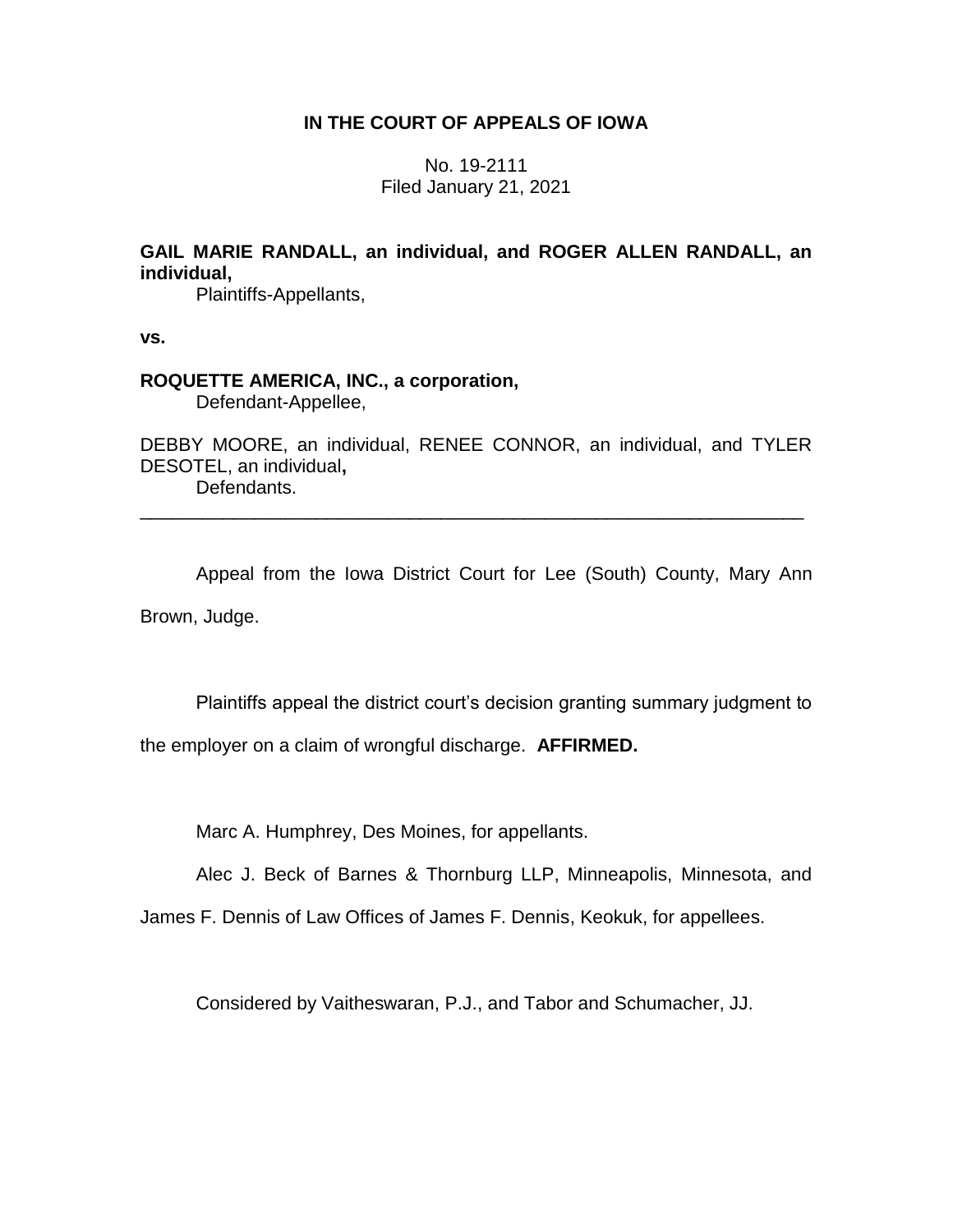**IN THE COURT OF APPEALS OF IOWA**

No. 19-2111
Filed January 21, 2021

**GAIL MARIE RANDALL, an individual, and ROGER ALLEN RANDALL, an individual,**
Plaintiffs-Appellants,

**vs.**

**ROQUETTE AMERICA, INC., a corporation,**
Defendant-Appellee,

DEBBY MOORE, an individual, RENEE CONNOR, an individual, and TYLER DESOTEL, an individual**,**
Defendants.

---

Appeal from the Iowa District Court for Lee (South) County, Mary Ann Brown, Judge.

Plaintiffs appeal the district court's decision granting summary judgment to the employer on a claim of wrongful discharge. **AFFIRMED.**

Marc A. Humphrey, Des Moines, for appellants.

Alec J. Beck of Barnes & Thornburg LLP, Minneapolis, Minnesota, and James F. Dennis of Law Offices of James F. Dennis, Keokuk, for appellees.

Considered by Vaitheswaran, P.J., and Tabor and Schumacher, JJ.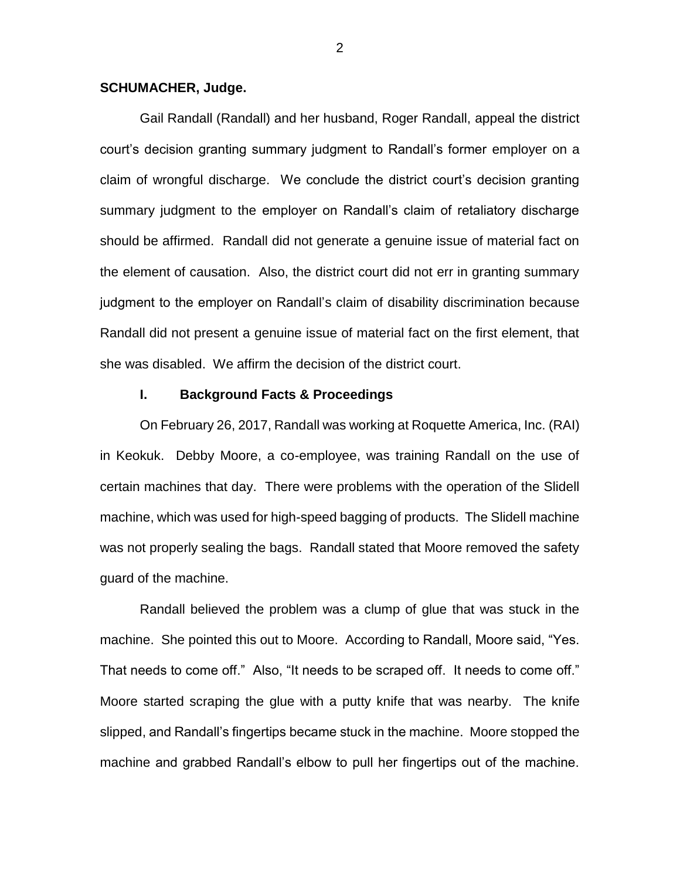**SCHUMACHER, Judge.**

Gail Randall (Randall) and her husband, Roger Randall, appeal the district court's decision granting summary judgment to Randall's former employer on a claim of wrongful discharge. We conclude the district court's decision granting summary judgment to the employer on Randall's claim of retaliatory discharge should be affirmed. Randall did not generate a genuine issue of material fact on the element of causation. Also, the district court did not err in granting summary judgment to the employer on Randall's claim of disability discrimination because Randall did not present a genuine issue of material fact on the first element, that she was disabled. We affirm the decision of the district court.

## I. Background Facts & Proceedings

On February 26, 2017, Randall was working at Roquette America, Inc. (RAI) in Keokuk. Debby Moore, a co-employee, was training Randall on the use of certain machines that day. There were problems with the operation of the Slidell machine, which was used for high-speed bagging of products. The Slidell machine was not properly sealing the bags. Randall stated that Moore removed the safety guard of the machine.

Randall believed the problem was a clump of glue that was stuck in the machine. She pointed this out to Moore. According to Randall, Moore said, "Yes. That needs to come off." Also, "It needs to be scraped off. It needs to come off." Moore started scraping the glue with a putty knife that was nearby. The knife slipped, and Randall's fingertips became stuck in the machine. Moore stopped the machine and grabbed Randall's elbow to pull her fingertips out of the machine.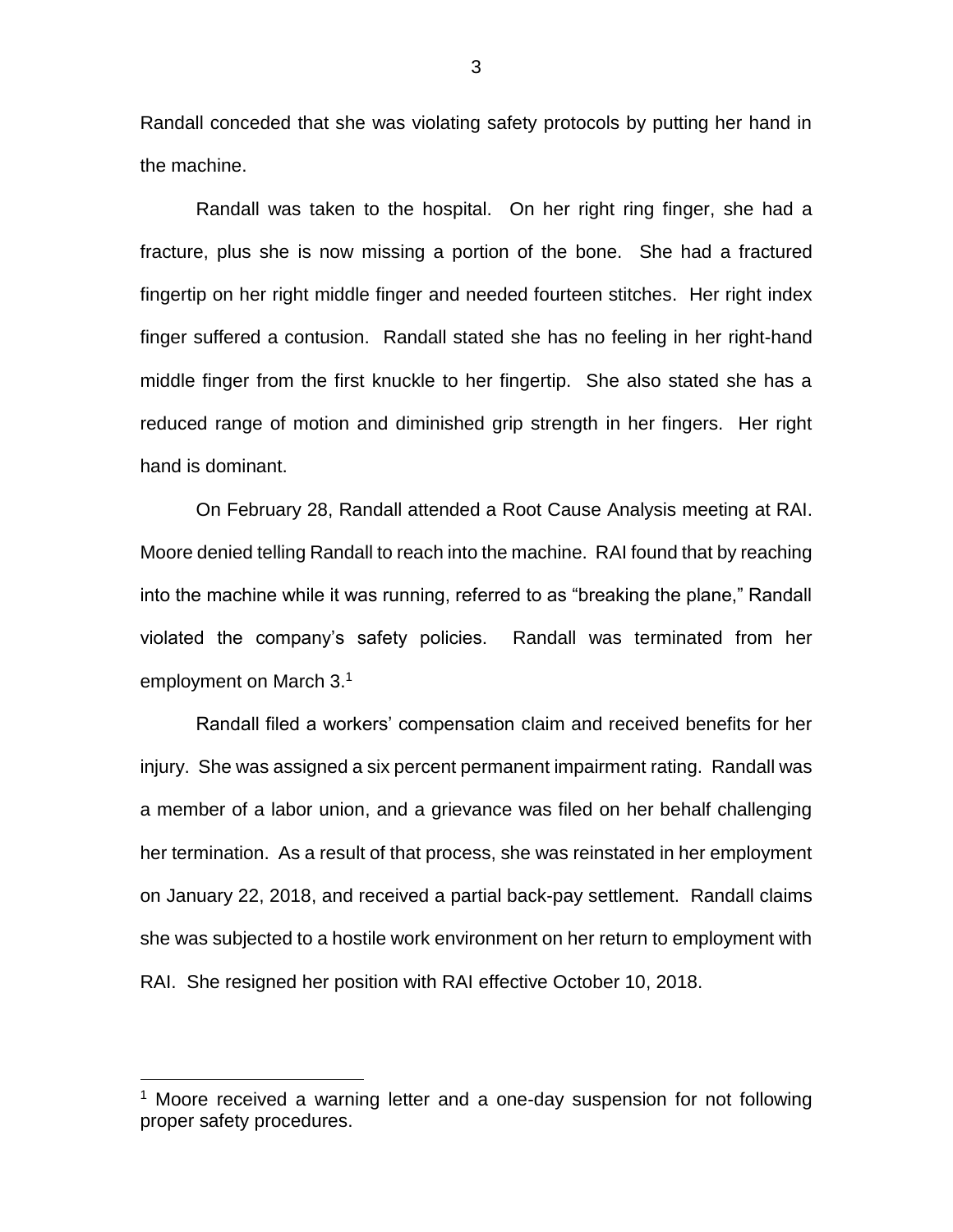Randall conceded that she was violating safety protocols by putting her hand in the machine.

Randall was taken to the hospital. On her right ring finger, she had a fracture, plus she is now missing a portion of the bone. She had a fractured fingertip on her right middle finger and needed fourteen stitches. Her right index finger suffered a contusion. Randall stated she has no feeling in her right-hand middle finger from the first knuckle to her fingertip. She also stated she has a reduced range of motion and diminished grip strength in her fingers. Her right hand is dominant.

On February 28, Randall attended a Root Cause Analysis meeting at RAI. Moore denied telling Randall to reach into the machine. RAI found that by reaching into the machine while it was running, referred to as "breaking the plane," Randall violated the company's safety policies. Randall was terminated from her employment on March 3.[1]

Randall filed a workers' compensation claim and received benefits for her injury. She was assigned a six percent permanent impairment rating. Randall was a member of a labor union, and a grievance was filed on her behalf challenging her termination. As a result of that process, she was reinstated in her employment on January 22, 2018, and received a partial back-pay settlement. Randall claims she was subjected to a hostile work environment on her return to employment with RAI. She resigned her position with RAI effective October 10, 2018.

---

[1] Moore received a warning letter and a one-day suspension for not following proper safety procedures.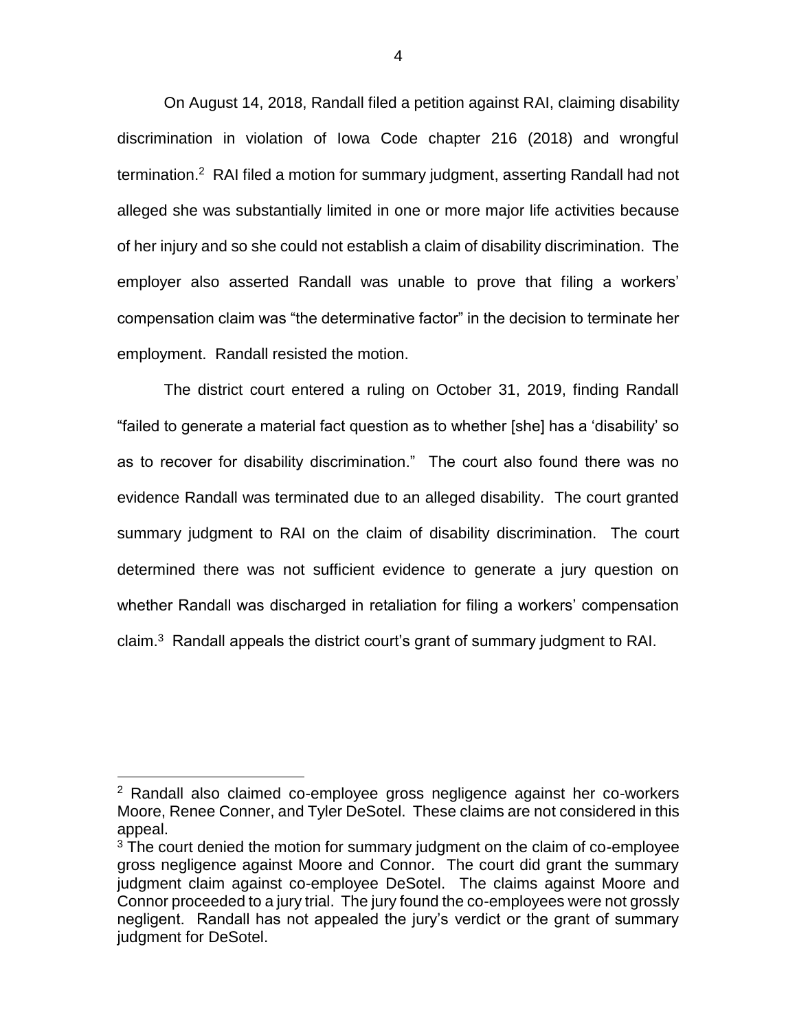On August 14, 2018, Randall filed a petition against RAI, claiming disability discrimination in violation of Iowa Code chapter 216 (2018) and wrongful termination.[2] RAI filed a motion for summary judgment, asserting Randall had not alleged she was substantially limited in one or more major life activities because of her injury and so she could not establish a claim of disability discrimination. The employer also asserted Randall was unable to prove that filing a workers' compensation claim was "the determinative factor" in the decision to terminate her employment. Randall resisted the motion.

The district court entered a ruling on October 31, 2019, finding Randall "failed to generate a material fact question as to whether [she] has a 'disability' so as to recover for disability discrimination." The court also found there was no evidence Randall was terminated due to an alleged disability. The court granted summary judgment to RAI on the claim of disability discrimination. The court determined there was not sufficient evidence to generate a jury question on whether Randall was discharged in retaliation for filing a workers' compensation claim.[3] Randall appeals the district court's grant of summary judgment to RAI.

[2] Randall also claimed co-employee gross negligence against her co-workers Moore, Renee Conner, and Tyler DeSotel. These claims are not considered in this appeal.

[3] The court denied the motion for summary judgment on the claim of co-employee gross negligence against Moore and Connor. The court did grant the summary judgment claim against co-employee DeSotel. The claims against Moore and Connor proceeded to a jury trial. The jury found the co-employees were not grossly negligent. Randall has not appealed the jury's verdict or the grant of summary judgment for DeSotel.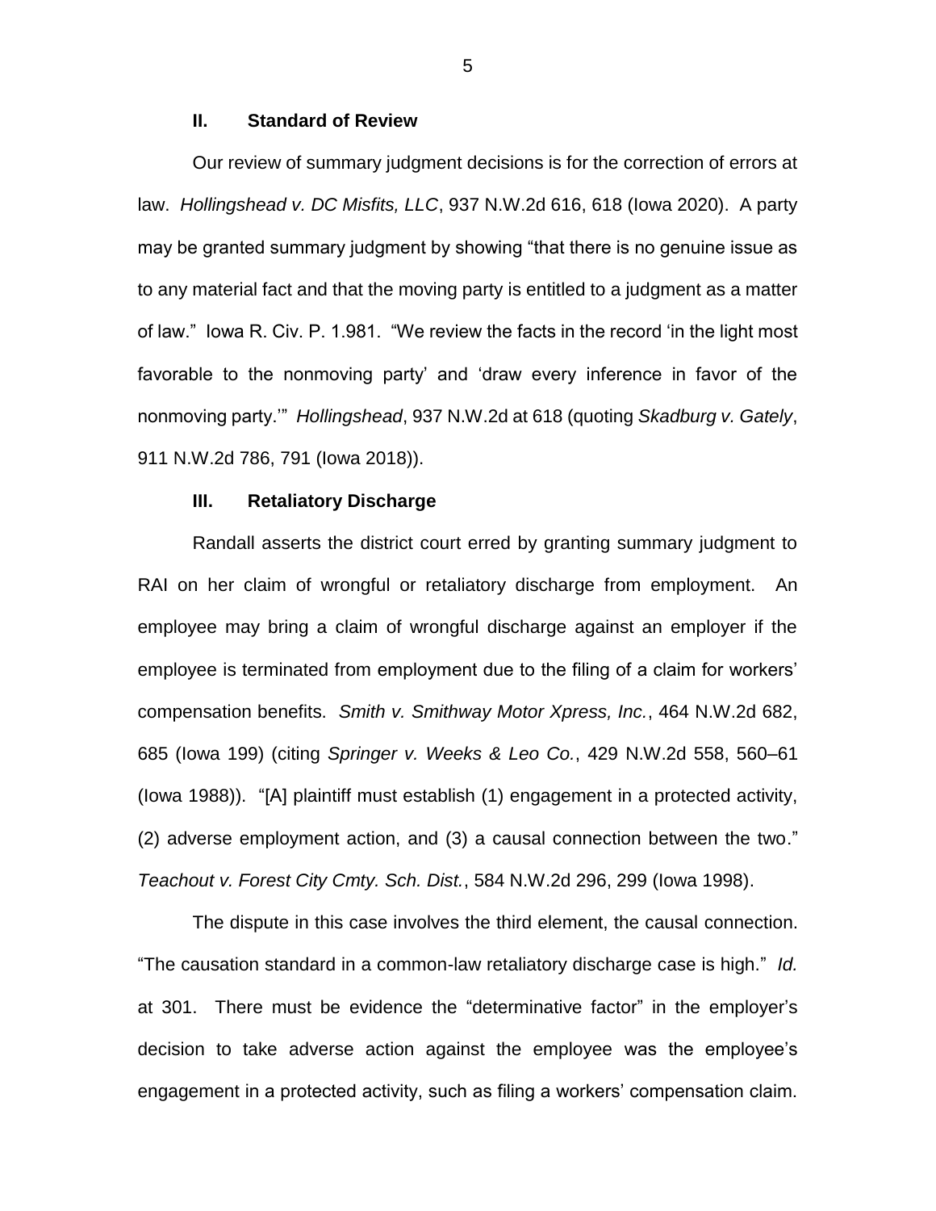## II. Standard of Review

Our review of summary judgment decisions is for the correction of errors at law. *Hollingshead v. DC Misfits, LLC*, 937 N.W.2d 616, 618 (Iowa 2020). A party may be granted summary judgment by showing "that there is no genuine issue as to any material fact and that the moving party is entitled to a judgment as a matter of law." Iowa R. Civ. P. 1.981. "We review the facts in the record 'in the light most favorable to the nonmoving party' and 'draw every inference in favor of the nonmoving party.'" *Hollingshead*, 937 N.W.2d at 618 (quoting *Skadburg v. Gately*, 911 N.W.2d 786, 791 (Iowa 2018)).

## III. Retaliatory Discharge

Randall asserts the district court erred by granting summary judgment to RAI on her claim of wrongful or retaliatory discharge from employment. An employee may bring a claim of wrongful discharge against an employer if the employee is terminated from employment due to the filing of a claim for workers' compensation benefits. *Smith v. Smithway Motor Xpress, Inc.*, 464 N.W.2d 682, 685 (Iowa 199) (citing *Springer v. Weeks & Leo Co.*, 429 N.W.2d 558, 560–61 (Iowa 1988)). "[A] plaintiff must establish (1) engagement in a protected activity, (2) adverse employment action, and (3) a causal connection between the two." *Teachout v. Forest City Cmty. Sch. Dist.*, 584 N.W.2d 296, 299 (Iowa 1998).

The dispute in this case involves the third element, the causal connection. "The causation standard in a common-law retaliatory discharge case is high." *Id.* at 301. There must be evidence the "determinative factor" in the employer's decision to take adverse action against the employee was the employee's engagement in a protected activity, such as filing a workers' compensation claim.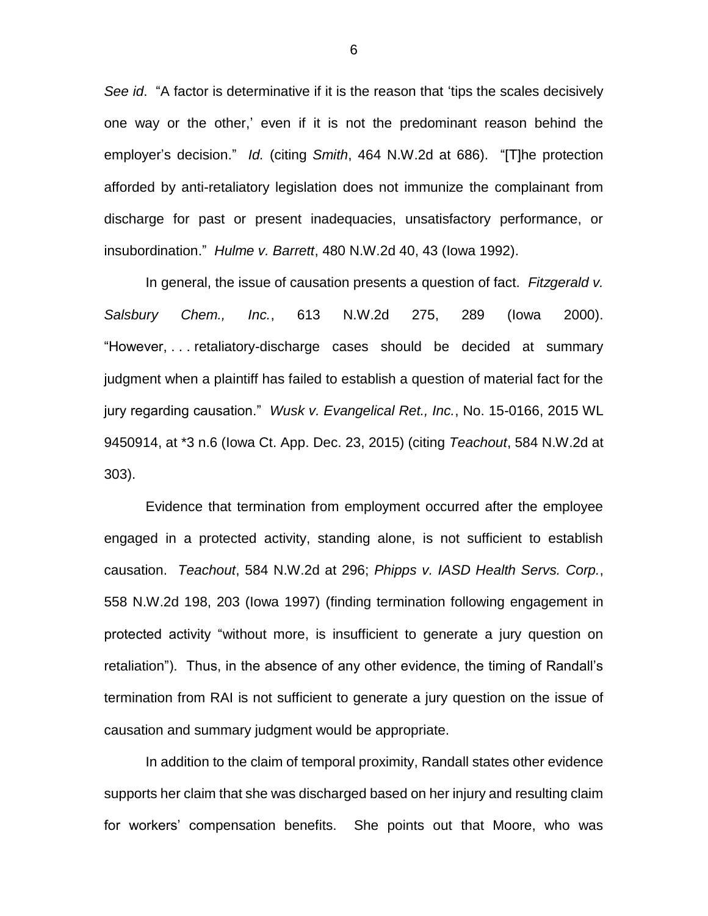*See id*. "A factor is determinative if it is the reason that 'tips the scales decisively one way or the other,' even if it is not the predominant reason behind the employer's decision." *Id.* (citing *Smith*, 464 N.W.2d at 686). "[T]he protection afforded by anti-retaliatory legislation does not immunize the complainant from discharge for past or present inadequacies, unsatisfactory performance, or insubordination." *Hulme v. Barrett*, 480 N.W.2d 40, 43 (Iowa 1992).

In general, the issue of causation presents a question of fact. *Fitzgerald v. Salsbury Chem., Inc.*, 613 N.W.2d 275, 289 (Iowa 2000). "However, . . . retaliatory-discharge cases should be decided at summary judgment when a plaintiff has failed to establish a question of material fact for the jury regarding causation." *Wusk v. Evangelical Ret., Inc.*, No. 15-0166, 2015 WL 9450914, at *3 n.6 (Iowa Ct. App. Dec. 23, 2015) (citing *Teachout*, 584 N.W.2d at 303).

Evidence that termination from employment occurred after the employee engaged in a protected activity, standing alone, is not sufficient to establish causation. *Teachout*, 584 N.W.2d at 296; *Phipps v. IASD Health Servs. Corp.*, 558 N.W.2d 198, 203 (Iowa 1997) (finding termination following engagement in protected activity "without more, is insufficient to generate a jury question on retaliation"). Thus, in the absence of any other evidence, the timing of Randall's termination from RAI is not sufficient to generate a jury question on the issue of causation and summary judgment would be appropriate.

In addition to the claim of temporal proximity, Randall states other evidence supports her claim that she was discharged based on her injury and resulting claim for workers' compensation benefits. She points out that Moore, who was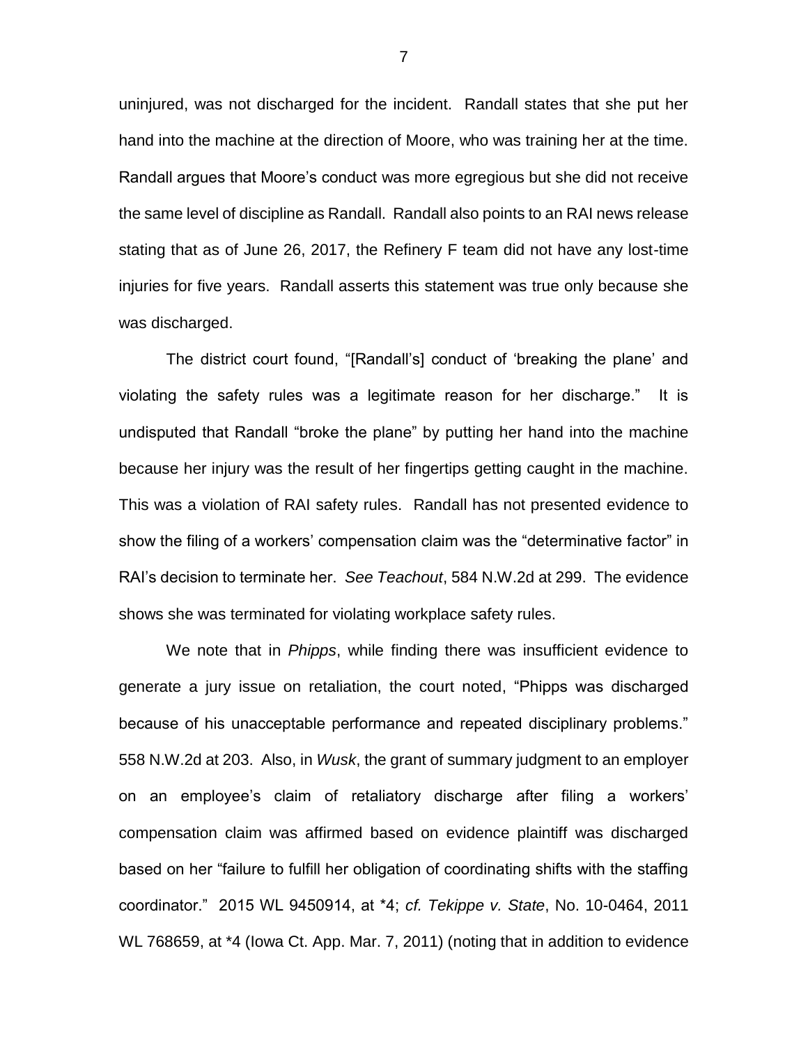uninjured, was not discharged for the incident. Randall states that she put her hand into the machine at the direction of Moore, who was training her at the time. Randall argues that Moore's conduct was more egregious but she did not receive the same level of discipline as Randall. Randall also points to an RAI news release stating that as of June 26, 2017, the Refinery F team did not have any lost-time injuries for five years. Randall asserts this statement was true only because she was discharged.

The district court found, "[Randall's] conduct of 'breaking the plane' and violating the safety rules was a legitimate reason for her discharge." It is undisputed that Randall "broke the plane" by putting her hand into the machine because her injury was the result of her fingertips getting caught in the machine. This was a violation of RAI safety rules. Randall has not presented evidence to show the filing of a workers' compensation claim was the "determinative factor" in RAI's decision to terminate her. *See Teachout*, 584 N.W.2d at 299. The evidence shows she was terminated for violating workplace safety rules.

We note that in *Phipps*, while finding there was insufficient evidence to generate a jury issue on retaliation, the court noted, "Phipps was discharged because of his unacceptable performance and repeated disciplinary problems." 558 N.W.2d at 203. Also, in *Wusk*, the grant of summary judgment to an employer on an employee's claim of retaliatory discharge after filing a workers' compensation claim was affirmed based on evidence plaintiff was discharged based on her "failure to fulfill her obligation of coordinating shifts with the staffing coordinator." 2015 WL 9450914, at \*4; *cf. Tekippe v. State*, No. 10-0464, 2011 WL 768659, at \*4 (Iowa Ct. App. Mar. 7, 2011) (noting that in addition to evidence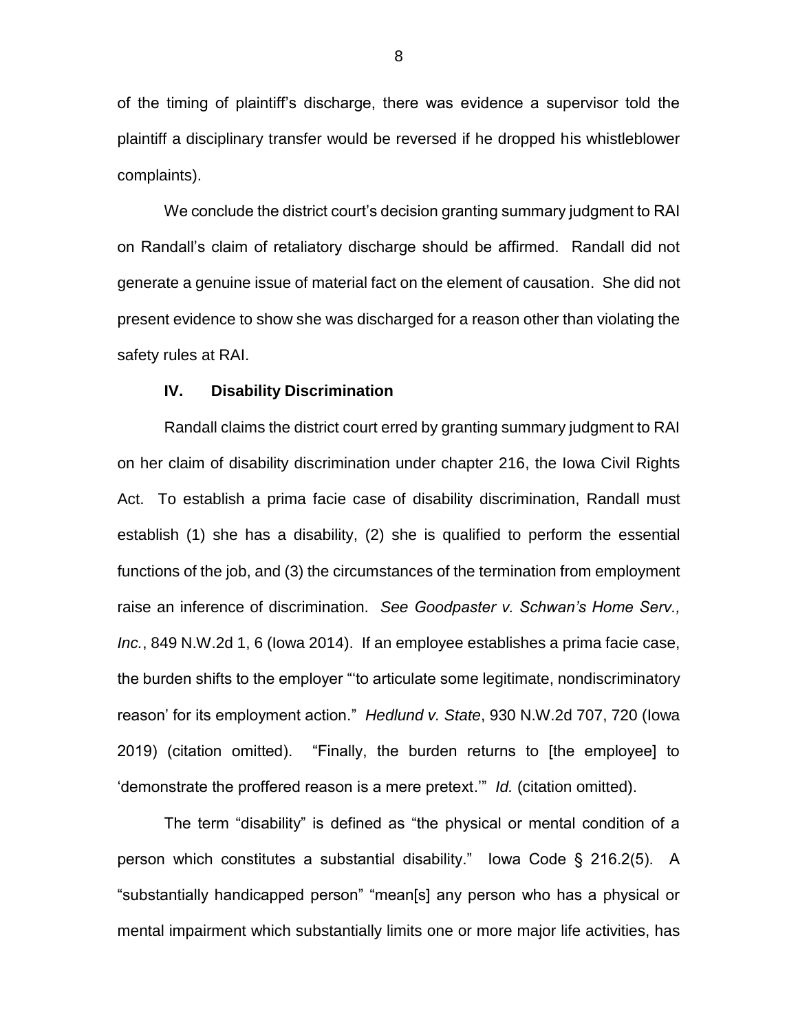of the timing of plaintiff's discharge, there was evidence a supervisor told the plaintiff a disciplinary transfer would be reversed if he dropped his whistleblower complaints).

We conclude the district court's decision granting summary judgment to RAI on Randall's claim of retaliatory discharge should be affirmed. Randall did not generate a genuine issue of material fact on the element of causation. She did not present evidence to show she was discharged for a reason other than violating the safety rules at RAI.

## IV. Disability Discrimination

Randall claims the district court erred by granting summary judgment to RAI on her claim of disability discrimination under chapter 216, the Iowa Civil Rights Act. To establish a prima facie case of disability discrimination, Randall must establish (1) she has a disability, (2) she is qualified to perform the essential functions of the job, and (3) the circumstances of the termination from employment raise an inference of discrimination. *See Goodpaster v. Schwan's Home Serv., Inc.*, 849 N.W.2d 1, 6 (Iowa 2014). If an employee establishes a prima facie case, the burden shifts to the employer "'to articulate some legitimate, nondiscriminatory reason' for its employment action." *Hedlund v. State*, 930 N.W.2d 707, 720 (Iowa 2019) (citation omitted). "Finally, the burden returns to [the employee] to 'demonstrate the proffered reason is a mere pretext.'" *Id.* (citation omitted).

The term "disability" is defined as "the physical or mental condition of a person which constitutes a substantial disability." Iowa Code § 216.2(5). A "substantially handicapped person" "mean[s] any person who has a physical or mental impairment which substantially limits one or more major life activities, has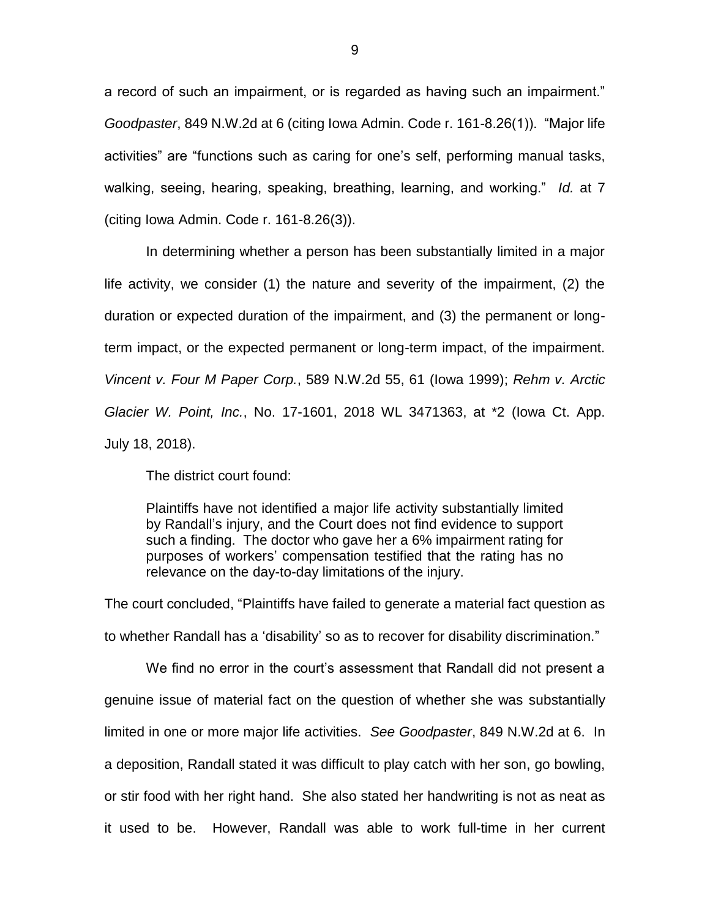a record of such an impairment, or is regarded as having such an impairment." *Goodpaster*, 849 N.W.2d at 6 (citing Iowa Admin. Code r. 161-8.26(1)). "Major life activities" are "functions such as caring for one's self, performing manual tasks, walking, seeing, hearing, speaking, breathing, learning, and working." *Id.* at 7 (citing Iowa Admin. Code r. 161-8.26(3)).

In determining whether a person has been substantially limited in a major life activity, we consider (1) the nature and severity of the impairment, (2) the duration or expected duration of the impairment, and (3) the permanent or long-term impact, or the expected permanent or long-term impact, of the impairment. *Vincent v. Four M Paper Corp.*, 589 N.W.2d 55, 61 (Iowa 1999); *Rehm v. Arctic Glacier W. Point, Inc.*, No. 17-1601, 2018 WL 3471363, at *2 (Iowa Ct. App. July 18, 2018).

The district court found:

> Plaintiffs have not identified a major life activity substantially limited by Randall's injury, and the Court does not find evidence to support such a finding. The doctor who gave her a 6% impairment rating for purposes of workers' compensation testified that the rating has no relevance on the day-to-day limitations of the injury.

The court concluded, "Plaintiffs have failed to generate a material fact question as to whether Randall has a 'disability' so as to recover for disability discrimination."

We find no error in the court's assessment that Randall did not present a genuine issue of material fact on the question of whether she was substantially limited in one or more major life activities. *See Goodpaster*, 849 N.W.2d at 6. In a deposition, Randall stated it was difficult to play catch with her son, go bowling, or stir food with her right hand. She also stated her handwriting is not as neat as it used to be. However, Randall was able to work full-time in her current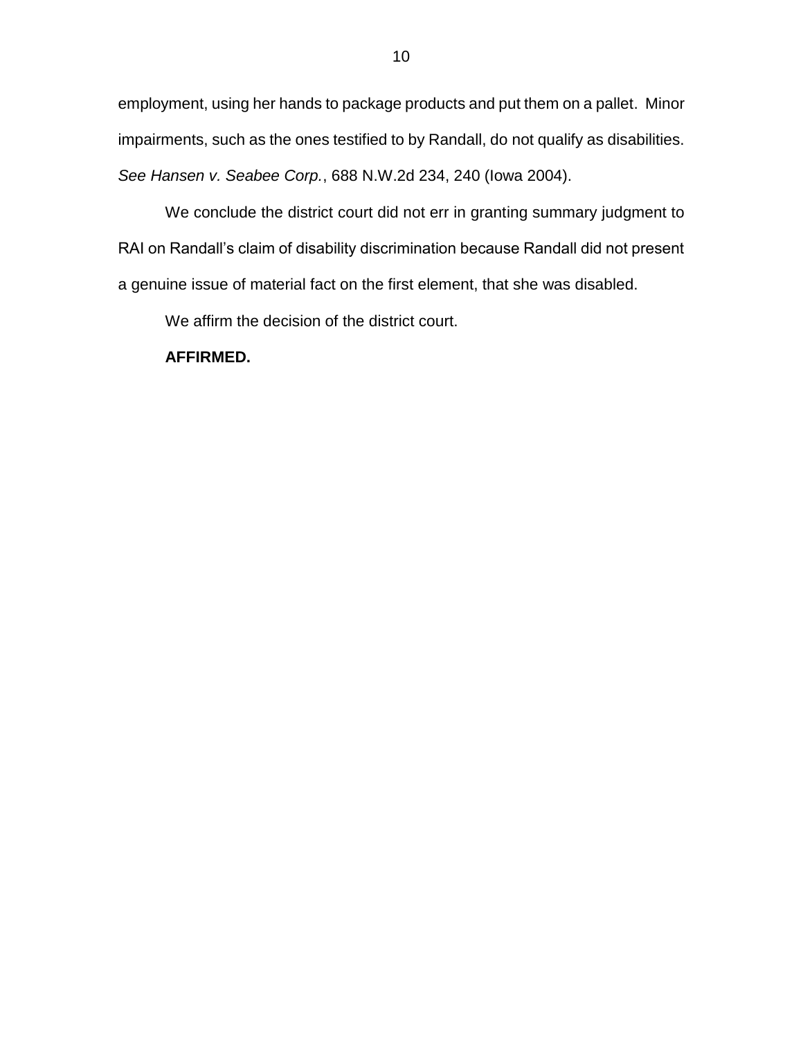employment, using her hands to package products and put them on a pallet. Minor impairments, such as the ones testified to by Randall, do not qualify as disabilities. *See Hansen v. Seabee Corp.*, 688 N.W.2d 234, 240 (Iowa 2004).

We conclude the district court did not err in granting summary judgment to RAI on Randall's claim of disability discrimination because Randall did not present a genuine issue of material fact on the first element, that she was disabled.

We affirm the decision of the district court.

**AFFIRMED.**